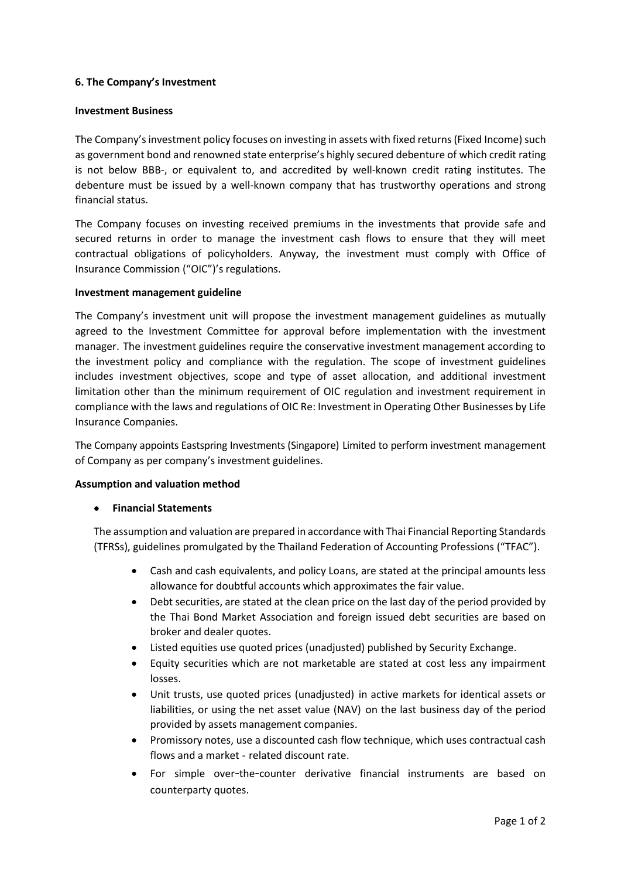## 6. The Company's Investment

### Investment Business

The Company's investment policy focuses on investing in assets with fixed returns (Fixed Income) such as government bond and renowned state enterprise's highly secured debenture of which credit rating is not below BBB-, or equivalent to, and accredited by well-known credit rating institutes. The debenture must be issued by a well-known company that has trustworthy operations and strong financial status.

The Company focuses on investing received premiums in the investments that provide safe and secured returns in order to manage the investment cash flows to ensure that they will meet contractual obligations of policyholders. Anyway, the investment must comply with Office of Insurance Commission ("OIC")'s regulations.

### Investment management guideline

The Company's investment unit will propose the investment management guidelines as mutually agreed to the Investment Committee for approval before implementation with the investment manager. The investment guidelines require the conservative investment management according to the investment policy and compliance with the regulation. The scope of investment guidelines includes investment objectives, scope and type of asset allocation, and additional investment limitation other than the minimum requirement of OIC regulation and investment requirement in compliance with the laws and regulations of OIC Re: Investment in Operating Other Businesses by Life Insurance Companies.

The Company appoints Eastspring Investments (Singapore) Limited to perform investment management of Company as per company's investment guidelines.

### Assumption and valuation method

- **Financial Statements**

  The assumption and valuation are prepared in accordance with Thai Financial Reporting Standards (TFRSs), guidelines promulgated by the Thailand Federation of Accounting Professions ("TFAC").

  - Cash and cash equivalents, and policy Loans, are stated at the principal amounts less allowance for doubtful accounts which approximates the fair value.
  - Debt securities, are stated at the clean price on the last day of the period provided by the Thai Bond Market Association and foreign issued debt securities are based on broker and dealer quotes.
  - Listed equities use quoted prices (unadjusted) published by Security Exchange.
  - Equity securities which are not marketable are stated at cost less any impairment losses.
  - Unit trusts, use quoted prices (unadjusted) in active markets for identical assets or liabilities, or using the net asset value (NAV) on the last business day of the period provided by assets management companies.
  - Promissory notes, use a discounted cash flow technique, which uses contractual cash flows and a market - related discount rate.
  - For simple over-the-counter derivative financial instruments are based on counterparty quotes.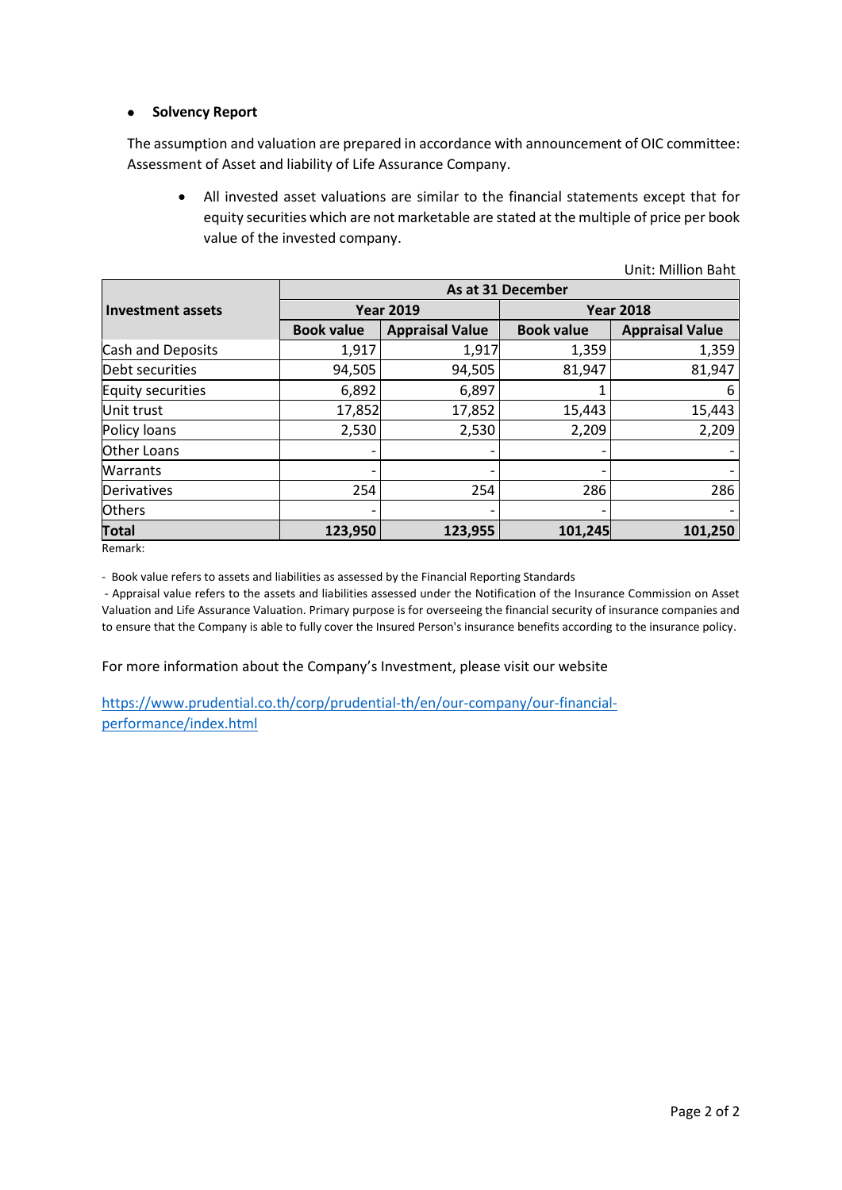- **Solvency Report**

The assumption and valuation are prepared in accordance with announcement of OIC committee: Assessment of Asset and liability of Life Assurance Company.

- All invested asset valuations are similar to the financial statements except that for equity securities which are not marketable are stated at the multiple of price per book value of the invested company.

Unit: Million Baht

| Investment assets | As at 31 December | | | |
|---|---|---|---|---|
| | Year 2019 | | Year 2018 | |
| | Book value | Appraisal Value | Book value | Appraisal Value |
| Cash and Deposits | 1,917 | 1,917 | 1,359 | 1,359 |
| Debt securities | 94,505 | 94,505 | 81,947 | 81,947 |
| Equity securities | 6,892 | 6,897 | 1 | 6 |
| Unit trust | 17,852 | 17,852 | 15,443 | 15,443 |
| Policy loans | 2,530 | 2,530 | 2,209 | 2,209 |
| Other Loans | - | - | - | - |
| Warrants | - | - | - | - |
| Derivatives | 254 | 254 | 286 | 286 |
| Others | - | - | - | - |
| **Total** | **123,950** | **123,955** | **101,245** | **101,250** |

Remark:

- Book value refers to assets and liabilities as assessed by the Financial Reporting Standards
- Appraisal value refers to the assets and liabilities assessed under the Notification of the Insurance Commission on Asset Valuation and Life Assurance Valuation. Primary purpose is for overseeing the financial security of insurance companies and to ensure that the Company is able to fully cover the Insured Person's insurance benefits according to the insurance policy.

For more information about the Company's Investment, please visit our website

https://www.prudential.co.th/corp/prudential-th/en/our-company/our-financial-performance/index.html